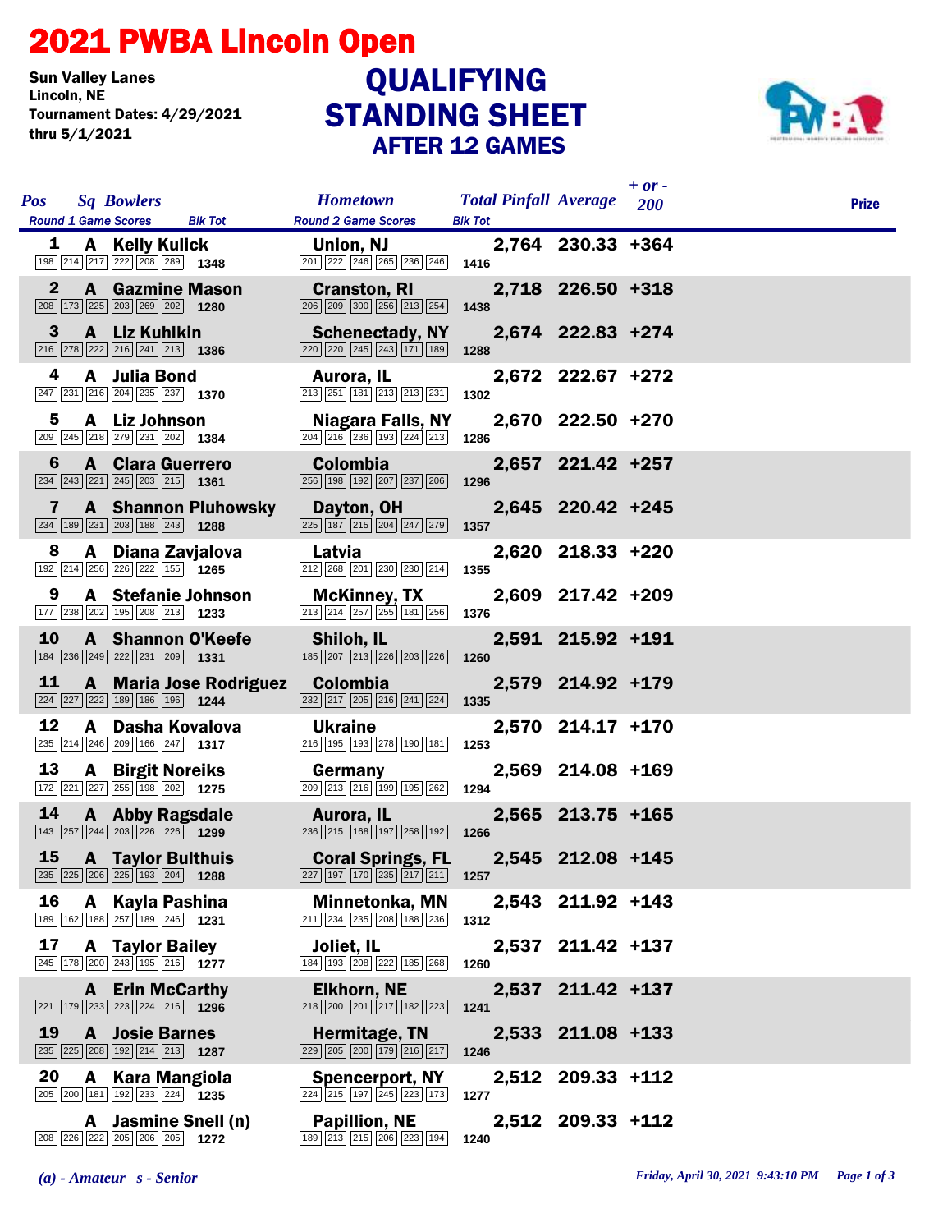# 2021 PWBA Lincoln Open

Sun Valley Lanes
Lincoln, NE
Tournament Dates: 4/29/2021 thru 5/1/2021

## QUALIFYING STANDING SHEET
## AFTER 12 GAMES

| Pos | Sq | Bowlers | Round 1 Game Scores | Blk Tot | Hometown | Round 2 Game Scores | Blk Tot | Total Pinfall | Average | + or - 200 | Prize |
|---|---|---|---|---|---|---|---|---|---|---|---|
| 1 | A | Kelly Kulick | 198 214 217 222 208 289 | 1348 | Union, NJ | 201 222 246 265 236 246 | 1416 | 2,764 | 230.33 | +364 | |
| 2 | A | Gazmine Mason | 208 173 225 203 269 202 | 1280 | Cranston, RI | 206 209 300 256 213 254 | 1438 | 2,718 | 226.50 | +318 | |
| 3 | A | Liz Kuhlkin | 216 278 222 216 241 213 | 1386 | Schenectady, NY | 220 220 245 243 171 189 | 1288 | 2,674 | 222.83 | +274 | |
| 4 | A | Julia Bond | 247 231 216 204 235 237 | 1370 | Aurora, IL | 213 251 181 213 213 231 | 1302 | 2,672 | 222.67 | +272 | |
| 5 | A | Liz Johnson | 209 245 218 279 231 202 | 1384 | Niagara Falls, NY | 204 216 236 193 224 213 | 1286 | 2,670 | 222.50 | +270 | |
| 6 | A | Clara Guerrero | 234 243 221 245 203 215 | 1361 | Colombia | 256 198 192 207 237 206 | 1296 | 2,657 | 221.42 | +257 | |
| 7 | A | Shannon Pluhowsky | 234 189 231 203 188 243 | 1288 | Dayton, OH | 225 187 215 204 247 279 | 1357 | 2,645 | 220.42 | +245 | |
| 8 | A | Diana Zavjalova | 192 214 256 226 222 155 | 1265 | Latvia | 212 268 201 230 230 214 | 1355 | 2,620 | 218.33 | +220 | |
| 9 | A | Stefanie Johnson | 177 238 202 195 208 213 | 1233 | McKinney, TX | 213 214 257 255 181 256 | 1376 | 2,609 | 217.42 | +209 | |
| 10 | A | Shannon O'Keefe | 184 236 249 222 231 209 | 1331 | Shiloh, IL | 185 207 213 226 203 226 | 1260 | 2,591 | 215.92 | +191 | |
| 11 | A | Maria Jose Rodriguez | 224 227 222 189 186 196 | 1244 | Colombia | 232 217 205 216 241 224 | 1335 | 2,579 | 214.92 | +179 | |
| 12 | A | Dasha Kovalova | 235 214 246 209 166 247 | 1317 | Ukraine | 216 195 193 278 190 181 | 1253 | 2,570 | 214.17 | +170 | |
| 13 | A | Birgit Noreiks | 172 221 227 255 198 202 | 1275 | Germany | 209 213 216 199 195 262 | 1294 | 2,569 | 214.08 | +169 | |
| 14 | A | Abby Ragsdale | 143 257 244 203 226 226 | 1299 | Aurora, IL | 236 215 168 197 258 192 | 1266 | 2,565 | 213.75 | +165 | |
| 15 | A | Taylor Bulthuis | 235 225 206 225 193 204 | 1288 | Coral Springs, FL | 227 197 170 235 217 211 | 1257 | 2,545 | 212.08 | +145 | |
| 16 | A | Kayla Pashina | 189 162 188 257 189 246 | 1231 | Minnetonka, MN | 211 234 235 208 188 236 | 1312 | 2,543 | 211.92 | +143 | |
| 17 | A | Taylor Bailey | 245 178 200 243 195 216 | 1277 | Joliet, IL | 184 193 208 222 185 268 | 1260 | 2,537 | 211.42 | +137 | |
| | A | Erin McCarthy | 221 179 233 223 224 216 | 1296 | Elkhorn, NE | 218 200 201 217 182 223 | 1241 | 2,537 | 211.42 | +137 | |
| 19 | A | Josie Barnes | 235 225 208 192 214 213 | 1287 | Hermitage, TN | 229 205 200 179 216 217 | 1246 | 2,533 | 211.08 | +133 | |
| 20 | A | Kara Mangiola | 205 200 181 192 233 224 | 1235 | Spencerport, NY | 224 215 197 245 223 173 | 1277 | 2,512 | 209.33 | +112 | |
| | A | Jasmine Snell (n) | 208 226 222 205 206 205 | 1272 | Papillion, NE | 189 213 215 206 223 194 | 1240 | 2,512 | 209.33 | +112 | |

*(a) - Amateur   s - Senior*

*Friday, April 30, 2021 9:43:10 PM*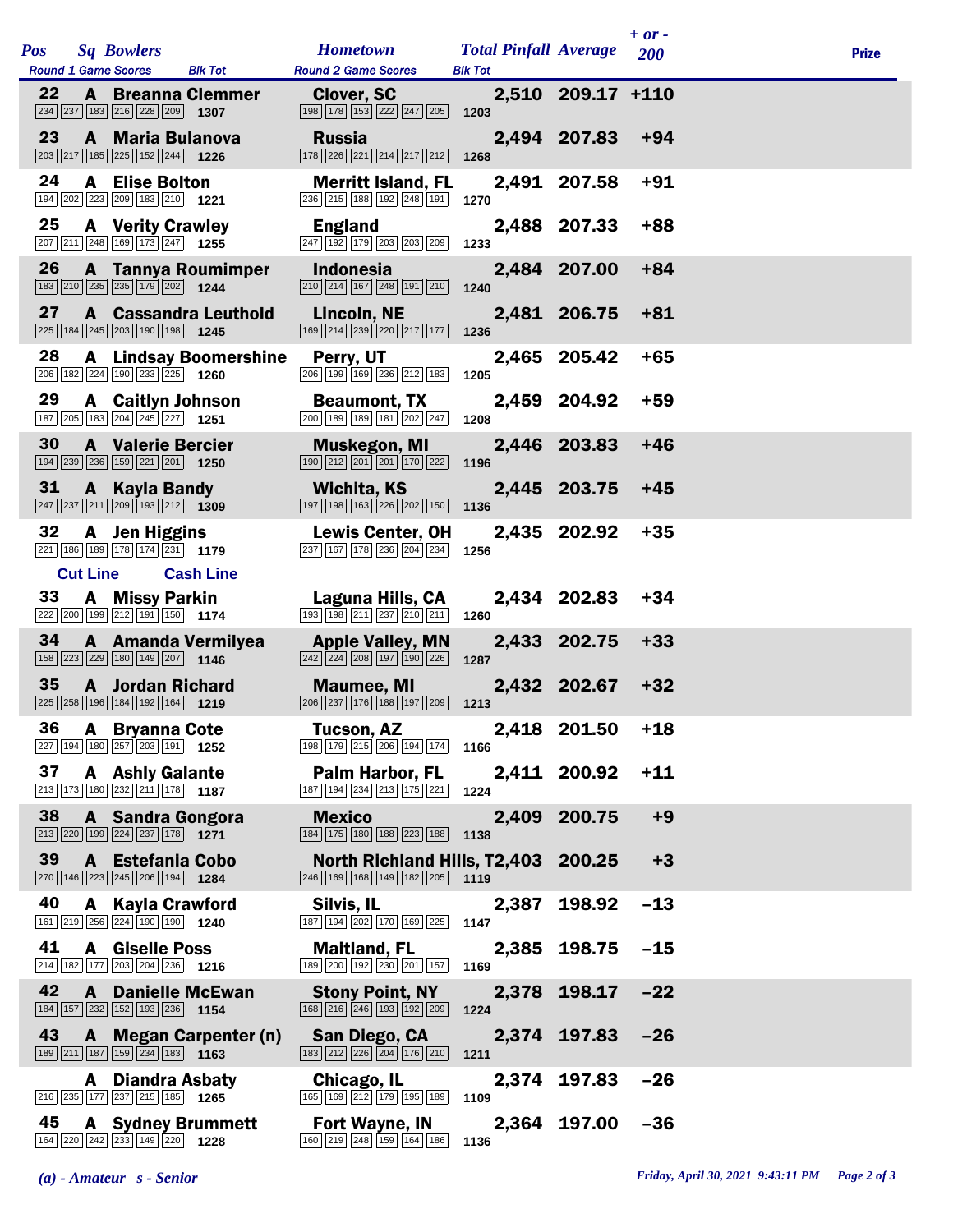| Pos | Sq | Bowlers | Hometown | Total Pinfall | Average | + or - 200 | Prize |
|---|---|---|---|---|---|---|---|
| | | Round 1 Game Scores / Blk Tot | Round 2 Game Scores / Blk Tot | | | | |
| 22 | A | Breanna Clemmer | Clover, SC | 2,510 | 209.17 | +110 | |
| | | 234 237 183 216 228 209 1307 | 198 178 153 222 247 205 1203 | | | | |
| 23 | A | Maria Bulanova | Russia | 2,494 | 207.83 | +94 | |
| | | 203 217 185 225 152 244 1226 | 178 226 221 214 217 212 1268 | | | | |
| 24 | A | Elise Bolton | Merritt Island, FL | 2,491 | 207.58 | +91 | |
| | | 194 202 223 209 183 210 1221 | 236 215 188 192 248 191 1270 | | | | |
| 25 | A | Verity Crawley | England | 2,488 | 207.33 | +88 | |
| | | 207 211 248 169 173 247 1255 | 247 192 179 203 203 209 1233 | | | | |
| 26 | A | Tannya Roumimper | Indonesia | 2,484 | 207.00 | +84 | |
| | | 183 210 235 235 179 202 1244 | 210 214 167 248 191 210 1240 | | | | |
| 27 | A | Cassandra Leuthold | Lincoln, NE | 2,481 | 206.75 | +81 | |
| | | 225 184 245 203 190 198 1245 | 169 214 239 220 217 177 1236 | | | | |
| 28 | A | Lindsay Boomershine | Perry, UT | 2,465 | 205.42 | +65 | |
| | | 206 182 224 190 233 225 1260 | 206 199 169 236 212 183 1205 | | | | |
| 29 | A | Caitlyn Johnson | Beaumont, TX | 2,459 | 204.92 | +59 | |
| | | 187 205 183 204 245 227 1251 | 200 189 189 181 202 247 1208 | | | | |
| 30 | A | Valerie Bercier | Muskegon, MI | 2,446 | 203.83 | +46 | |
| | | 194 239 236 159 221 201 1250 | 190 212 201 201 170 222 1196 | | | | |
| 31 | A | Kayla Bandy | Wichita, KS | 2,445 | 203.75 | +45 | |
| | | 247 237 211 209 193 212 1309 | 197 198 163 226 202 150 1136 | | | | |
| 32 | A | Jen Higgins | Lewis Center, OH | 2,435 | 202.92 | +35 | |
| | | 221 186 189 178 174 231 1179 | 237 167 178 236 204 234 1256 | | | | |
| | | **Cut Line** / **Cash Line** | | | | | |
| 33 | A | Missy Parkin | Laguna Hills, CA | 2,434 | 202.83 | +34 | |
| | | 222 200 199 212 191 150 1174 | 193 198 211 237 210 211 1260 | | | | |
| 34 | A | Amanda Vermilyea | Apple Valley, MN | 2,433 | 202.75 | +33 | |
| | | 158 223 229 180 149 207 1146 | 242 224 208 197 190 226 1287 | | | | |
| 35 | A | Jordan Richard | Maumee, MI | 2,432 | 202.67 | +32 | |
| | | 225 258 196 184 192 164 1219 | 206 237 176 188 197 209 1213 | | | | |
| 36 | A | Bryanna Cote | Tucson, AZ | 2,418 | 201.50 | +18 | |
| | | 227 194 180 257 203 191 1252 | 198 179 215 206 194 174 1166 | | | | |
| 37 | A | Ashly Galante | Palm Harbor, FL | 2,411 | 200.92 | +11 | |
| | | 213 173 180 232 211 178 1187 | 187 194 234 213 175 221 1224 | | | | |
| 38 | A | Sandra Gongora | Mexico | 2,409 | 200.75 | +9 | |
| | | 213 220 199 224 237 178 1271 | 184 175 180 188 223 188 1138 | | | | |
| 39 | A | Estefania Cobo | North Richland Hills, T | 2,403 | 200.25 | +3 | |
| | | 270 146 223 245 206 194 1284 | 246 169 168 149 182 205 1119 | | | | |
| 40 | A | Kayla Crawford | Silvis, IL | 2,387 | 198.92 | -13 | |
| | | 161 219 256 224 190 190 1240 | 187 194 202 170 169 225 1147 | | | | |
| 41 | A | Giselle Poss | Maitland, FL | 2,385 | 198.75 | -15 | |
| | | 214 182 177 203 204 236 1216 | 189 200 192 230 201 157 1169 | | | | |
| 42 | A | Danielle McEwan | Stony Point, NY | 2,378 | 198.17 | -22 | |
| | | 184 157 232 152 193 236 1154 | 168 216 246 193 192 209 1224 | | | | |
| 43 | A | Megan Carpenter (n) | San Diego, CA | 2,374 | 197.83 | -26 | |
| | | 189 211 187 159 234 183 1163 | 183 212 226 204 176 210 1211 | | | | |
| | A | Diandra Asbaty | Chicago, IL | 2,374 | 197.83 | -26 | |
| | | 216 235 177 237 215 185 1265 | 165 169 212 179 195 189 1109 | | | | |
| 45 | A | Sydney Brummett | Fort Wayne, IN | 2,364 | 197.00 | -36 | |
| | | 164 220 242 233 149 220 1228 | 160 219 248 159 164 186 1136 | | | | |

*(a) - Amateur   s - Senior*

*Friday, April 30, 2021 9:43:11 PM*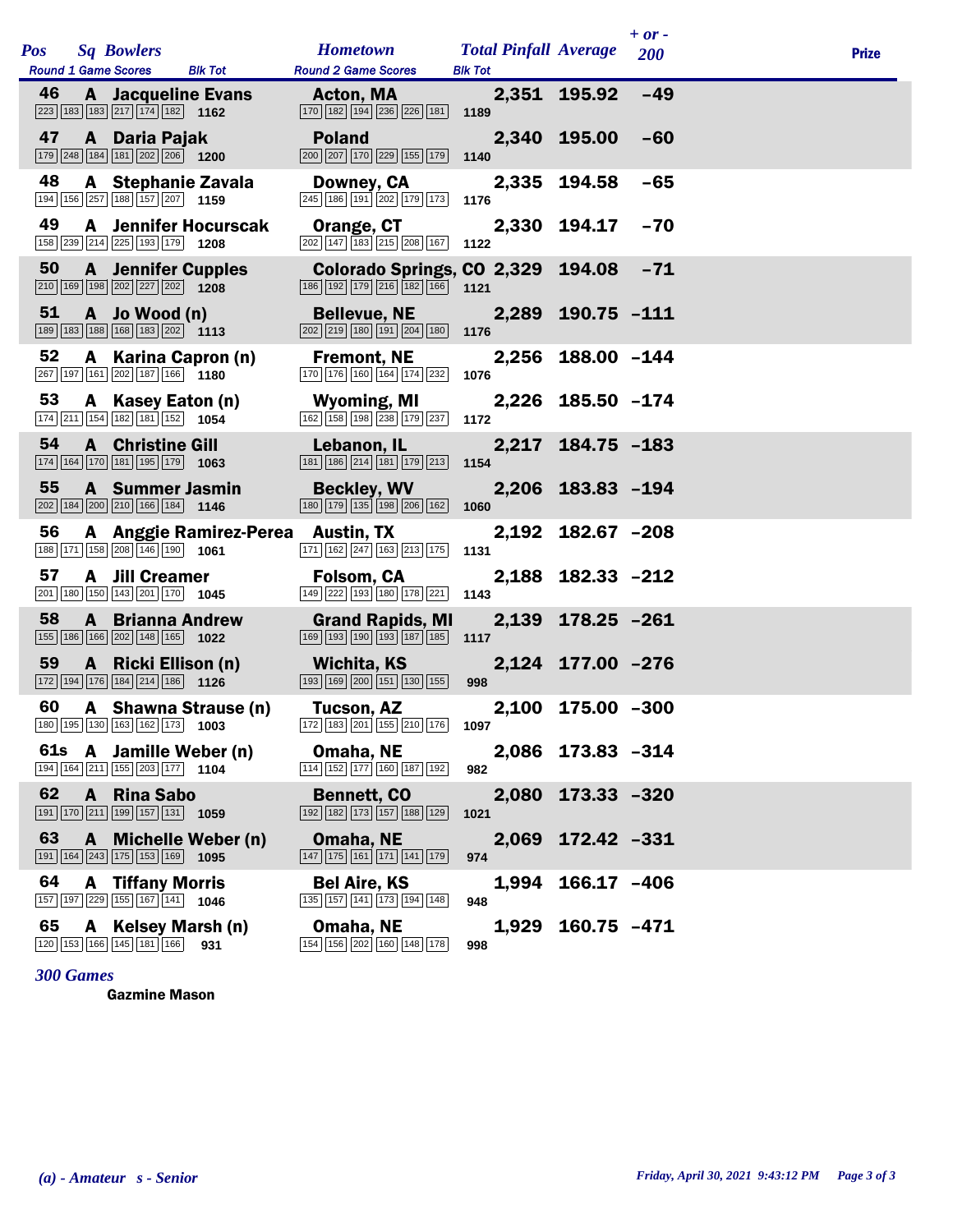| Pos | Sq | Bowlers | Round 1 Game Scores | Blk Tot | Hometown | Round 2 Game Scores | Blk Tot | Total Pinfall | Average | + or - 200 | Prize |
|---|---|---|---|---|---|---|---|---|---|---|---|
| 46 | A | Jacqueline Evans | 223 183 183 217 174 182 | 1162 | Acton, MA | 170 182 194 236 226 181 | 1189 | 2,351 | 195.92 | -49 | |
| 47 | A | Daria Pajak | 179 248 184 181 202 206 | 1200 | Poland | 200 207 170 229 155 179 | 1140 | 2,340 | 195.00 | -60 | |
| 48 | A | Stephanie Zavala | 194 156 257 188 157 207 | 1159 | Downey, CA | 245 186 191 202 179 173 | 1176 | 2,335 | 194.58 | -65 | |
| 49 | A | Jennifer Hocurscak | 158 239 214 225 193 179 | 1208 | Orange, CT | 202 147 183 215 208 167 | 1122 | 2,330 | 194.17 | -70 | |
| 50 | A | Jennifer Cupples | 210 169 198 202 227 202 | 1208 | Colorado Springs, CO | 186 192 179 216 182 166 | 1121 | 2,329 | 194.08 | -71 | |
| 51 | A | Jo Wood (n) | 189 183 188 168 183 202 | 1113 | Bellevue, NE | 202 219 180 191 204 180 | 1176 | 2,289 | 190.75 | -111 | |
| 52 | A | Karina Capron (n) | 267 197 161 202 187 166 | 1180 | Fremont, NE | 170 176 160 164 174 232 | 1076 | 2,256 | 188.00 | -144 | |
| 53 | A | Kasey Eaton (n) | 174 211 154 182 181 152 | 1054 | Wyoming, MI | 162 158 198 238 179 237 | 1172 | 2,226 | 185.50 | -174 | |
| 54 | A | Christine Gill | 174 164 170 181 195 179 | 1063 | Lebanon, IL | 181 186 214 181 179 213 | 1154 | 2,217 | 184.75 | -183 | |
| 55 | A | Summer Jasmin | 202 184 200 210 166 184 | 1146 | Beckley, WV | 180 179 135 198 206 162 | 1060 | 2,206 | 183.83 | -194 | |
| 56 | A | Anggie Ramirez-Perea | 188 171 158 208 146 190 | 1061 | Austin, TX | 171 162 247 163 213 175 | 1131 | 2,192 | 182.67 | -208 | |
| 57 | A | Jill Creamer | 201 180 150 143 201 170 | 1045 | Folsom, CA | 149 222 193 180 178 221 | 1143 | 2,188 | 182.33 | -212 | |
| 58 | A | Brianna Andrew | 155 186 166 202 148 165 | 1022 | Grand Rapids, MI | 169 193 190 193 187 185 | 1117 | 2,139 | 178.25 | -261 | |
| 59 | A | Ricki Ellison (n) | 172 194 176 184 214 186 | 1126 | Wichita, KS | 193 169 200 151 130 155 | 998 | 2,124 | 177.00 | -276 | |
| 60 | A | Shawna Strause (n) | 180 195 130 163 162 173 | 1003 | Tucson, AZ | 172 183 201 155 210 176 | 1097 | 2,100 | 175.00 | -300 | |
| 61s | A | Jamille Weber (n) | 194 164 211 155 203 177 | 1104 | Omaha, NE | 114 152 177 160 187 192 | 982 | 2,086 | 173.83 | -314 | |
| 62 | A | Rina Sabo | 191 170 211 199 157 131 | 1059 | Bennett, CO | 192 182 173 157 188 129 | 1021 | 2,080 | 173.33 | -320 | |
| 63 | A | Michelle Weber (n) | 191 164 243 175 153 169 | 1095 | Omaha, NE | 147 175 161 171 141 179 | 974 | 2,069 | 172.42 | -331 | |
| 64 | A | Tiffany Morris | 157 197 229 155 167 141 | 1046 | Bel Aire, KS | 135 157 141 173 194 148 | 948 | 1,994 | 166.17 | -406 | |
| 65 | A | Kelsey Marsh (n) | 120 153 166 145 181 166 | 931 | Omaha, NE | 154 156 202 160 148 178 | 998 | 1,929 | 160.75 | -471 | |

*300 Games*

Gazmine Mason

*(a) - Amateur   s - Senior*

*Friday, April 30, 2021 9:43:12 PM*